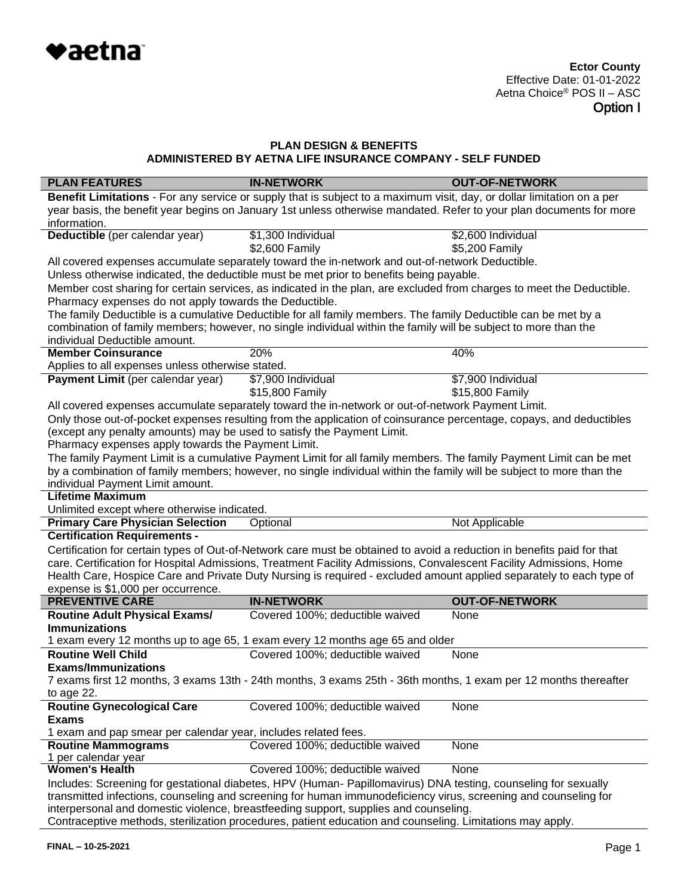aetna

**Ector County**
Effective Date: 01-01-2022
Aetna Choice® POS II – ASC
Option I

## PLAN DESIGN & BENEFITS
## ADMINISTERED BY AETNA LIFE INSURANCE COMPANY - SELF FUNDED

| PLAN FEATURES | IN-NETWORK | OUT-OF-NETWORK |
|---|---|---|
| **Benefit Limitations** - For any service or supply that is subject to a maximum visit, day, or dollar limitation on a per year basis, the benefit year begins on January 1st unless otherwise mandated. Refer to your plan documents for more information. | | |
| **Deductible** (per calendar year) | $1,300 Individual<br>$2,600 Family | $2,600 Individual<br>$5,200 Family |
| All covered expenses accumulate separately toward the in-network and out-of-network Deductible.<br>Unless otherwise indicated, the deductible must be met prior to benefits being payable.<br>Member cost sharing for certain services, as indicated in the plan, are excluded from charges to meet the Deductible.<br>Pharmacy expenses do not apply towards the Deductible.<br>The family Deductible is a cumulative Deductible for all family members. The family Deductible can be met by a combination of family members; however, no single individual within the family will be subject to more than the individual Deductible amount. | | |
| **Member Coinsurance** | 20% | 40% |
| Applies to all expenses unless otherwise stated. | | |
| **Payment Limit** (per calendar year) | $7,900 Individual<br>$15,800 Family | $7,900 Individual<br>$15,800 Family |
| All covered expenses accumulate separately toward the in-network or out-of-network Payment Limit.<br>Only those out-of-pocket expenses resulting from the application of coinsurance percentage, copays, and deductibles (except any penalty amounts) may be used to satisfy the Payment Limit.<br>Pharmacy expenses apply towards the Payment Limit.<br>The family Payment Limit is a cumulative Payment Limit for all family members. The family Payment Limit can be met by a combination of family members; however, no single individual within the family will be subject to more than the individual Payment Limit amount. | | |
| **Lifetime Maximum** | | |
| Unlimited except where otherwise indicated. | | |
| **Primary Care Physician Selection** | Optional | Not Applicable |
| **Certification Requirements -** | | |
| Certification for certain types of Out-of-Network care must be obtained to avoid a reduction in benefits paid for that care. Certification for Hospital Admissions, Treatment Facility Admissions, Convalescent Facility Admissions, Home Health Care, Hospice Care and Private Duty Nursing is required - excluded amount applied separately to each type of expense is $1,000 per occurrence. | | |
| **PREVENTIVE CARE** | **IN-NETWORK** | **OUT-OF-NETWORK** |
| **Routine Adult Physical Exams/ Immunizations** | Covered 100%; deductible waived | None |
| 1 exam every 12 months up to age 65, 1 exam every 12 months age 65 and older | | |
| **Routine Well Child Exams/Immunizations** | Covered 100%; deductible waived | None |
| 7 exams first 12 months, 3 exams 13th - 24th months, 3 exams 25th - 36th months, 1 exam per 12 months thereafter to age 22. | | |
| **Routine Gynecological Care Exams** | Covered 100%; deductible waived | None |
| 1 exam and pap smear per calendar year, includes related fees. | | |
| **Routine Mammograms**<br>1 per calendar year | Covered 100%; deductible waived | None |
| **Women's Health** | Covered 100%; deductible waived | None |
| Includes: Screening for gestational diabetes, HPV (Human- Papillomavirus) DNA testing, counseling for sexually transmitted infections, counseling and screening for human immunodeficiency virus, screening and counseling for interpersonal and domestic violence, breastfeeding support, supplies and counseling.<br>Contraceptive methods, sterilization procedures, patient education and counseling. Limitations may apply. | | |

FINAL – 10-25-2021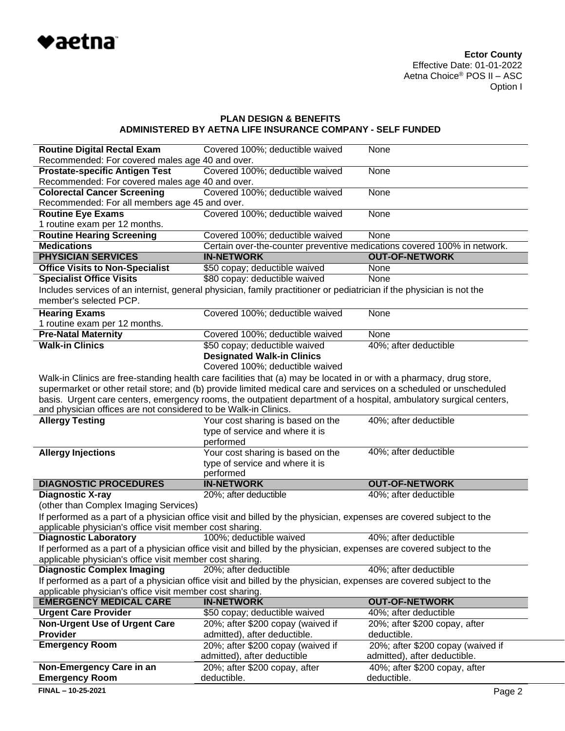**Ector County**
Effective Date: 01-01-2022
Aetna Choice® POS II – ASC
Option I

## PLAN DESIGN & BENEFITS
## ADMINISTERED BY AETNA LIFE INSURANCE COMPANY - SELF FUNDED

| | | |
|---|---|---|
| **Routine Digital Rectal Exam** | Covered 100%; deductible waived | None |
| Recommended: For covered males age 40 and over. | | |
| **Prostate-specific Antigen Test** | Covered 100%; deductible waived | None |
| Recommended: For covered males age 40 and over. | | |
| **Colorectal Cancer Screening** | Covered 100%; deductible waived | None |
| Recommended: For all members age 45 and over. | | |
| **Routine Eye Exams** | Covered 100%; deductible waived | None |
| 1 routine exam per 12 months. | | |
| **Routine Hearing Screening** | Covered 100%; deductible waived | None |
| **Medications** | Certain over-the-counter preventive medications covered 100% in network. | |
| **PHYSICIAN SERVICES** | **IN-NETWORK** | **OUT-OF-NETWORK** |
| **Office Visits to Non-Specialist** | $50 copay; deductible waived | None |
| **Specialist Office Visits** | $80 copay: deductible waived | None |
| Includes services of an internist, general physician, family practitioner or pediatrician if the physician is not the member's selected PCP. | | |
| **Hearing Exams** | Covered 100%; deductible waived | None |
| 1 routine exam per 12 months. | | |
| **Pre-Natal Maternity** | Covered 100%; deductible waived | None |
| **Walk-in Clinics** | $50 copay; deductible waived<br>**Designated Walk-in Clinics**<br>Covered 100%; deductible waived | 40%; after deductible |
| Walk-in Clinics are free-standing health care facilities that (a) may be located in or with a pharmacy, drug store, supermarket or other retail store; and (b) provide limited medical care and services on a scheduled or unscheduled basis. Urgent care centers, emergency rooms, the outpatient department of a hospital, ambulatory surgical centers, and physician offices are not considered to be Walk-in Clinics. | | |
| **Allergy Testing** | Your cost sharing is based on the type of service and where it is performed | 40%; after deductible |
| **Allergy Injections** | Your cost sharing is based on the type of service and where it is performed | 40%; after deductible |
| **DIAGNOSTIC PROCEDURES** | **IN-NETWORK** | **OUT-OF-NETWORK** |
| **Diagnostic X-ray**<br>(other than Complex Imaging Services) | 20%; after deductible | 40%; after deductible |
| If performed as a part of a physician office visit and billed by the physician, expenses are covered subject to the applicable physician's office visit member cost sharing. | | |
| **Diagnostic Laboratory** | 100%; deductible waived | 40%; after deductible |
| If performed as a part of a physician office visit and billed by the physician, expenses are covered subject to the applicable physician's office visit member cost sharing. | | |
| **Diagnostic Complex Imaging** | 20%; after deductible | 40%; after deductible |
| If performed as a part of a physician office visit and billed by the physician, expenses are covered subject to the applicable physician's office visit member cost sharing. | | |
| **EMERGENCY MEDICAL CARE** | **IN-NETWORK** | **OUT-OF-NETWORK** |
| **Urgent Care Provider** | $50 copay; deductible waived | 40%; after deductible |
| **Non-Urgent Use of Urgent Care Provider** | 20%; after $200 copay (waived if admitted), after deductible. | 20%; after $200 copay, after deductible. |
| **Emergency Room** | 20%; after $200 copay (waived if admitted), after deductible | 20%; after $200 copay (waived if admitted), after deductible. |
| **Non-Emergency Care in an Emergency Room** | 20%; after $200 copay, after deductible. | 40%; after $200 copay, after deductible. |

FINAL – 10-25-2021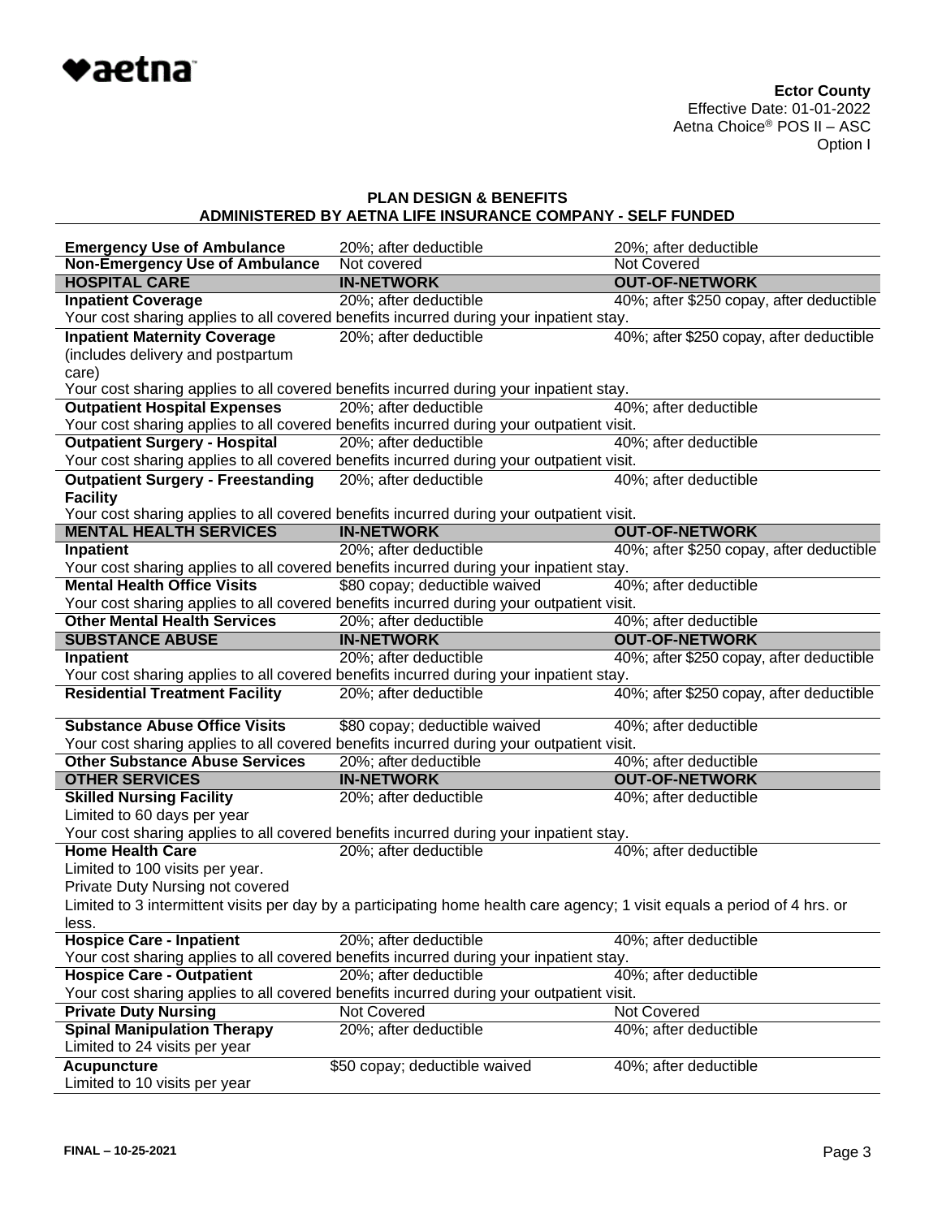**Ector County**
Effective Date: 01-01-2022
Aetna Choice® POS II – ASC
Option I

## PLAN DESIGN & BENEFITS
## ADMINISTERED BY AETNA LIFE INSURANCE COMPANY - SELF FUNDED

| | | |
|---|---|---|
| **Emergency Use of Ambulance** | 20%; after deductible | 20%; after deductible |
| **Non-Emergency Use of Ambulance** | Not covered | Not Covered |
| **HOSPITAL CARE** | **IN-NETWORK** | **OUT-OF-NETWORK** |
| **Inpatient Coverage** | 20%; after deductible | 40%; after $250 copay, after deductible |
| Your cost sharing applies to all covered benefits incurred during your inpatient stay. | | |
| **Inpatient Maternity Coverage** (includes delivery and postpartum care) | 20%; after deductible | 40%; after $250 copay, after deductible |
| Your cost sharing applies to all covered benefits incurred during your inpatient stay. | | |
| **Outpatient Hospital Expenses** | 20%; after deductible | 40%; after deductible |
| Your cost sharing applies to all covered benefits incurred during your outpatient visit. | | |
| **Outpatient Surgery - Hospital** | 20%; after deductible | 40%; after deductible |
| Your cost sharing applies to all covered benefits incurred during your outpatient visit. | | |
| **Outpatient Surgery - Freestanding Facility** | 20%; after deductible | 40%; after deductible |
| Your cost sharing applies to all covered benefits incurred during your outpatient visit. | | |
| **MENTAL HEALTH SERVICES** | **IN-NETWORK** | **OUT-OF-NETWORK** |
| **Inpatient** | 20%; after deductible | 40%; after $250 copay, after deductible |
| Your cost sharing applies to all covered benefits incurred during your inpatient stay. | | |
| **Mental Health Office Visits** | $80 copay; deductible waived | 40%; after deductible |
| Your cost sharing applies to all covered benefits incurred during your outpatient visit. | | |
| **Other Mental Health Services** | 20%; after deductible | 40%; after deductible |
| **SUBSTANCE ABUSE** | **IN-NETWORK** | **OUT-OF-NETWORK** |
| **Inpatient** | 20%; after deductible | 40%; after $250 copay, after deductible |
| Your cost sharing applies to all covered benefits incurred during your inpatient stay. | | |
| **Residential Treatment Facility** | 20%; after deductible | 40%; after $250 copay, after deductible |
| **Substance Abuse Office Visits** | $80 copay; deductible waived | 40%; after deductible |
| Your cost sharing applies to all covered benefits incurred during your outpatient visit. | | |
| **Other Substance Abuse Services** | 20%; after deductible | 40%; after deductible |
| **OTHER SERVICES** | **IN-NETWORK** | **OUT-OF-NETWORK** |
| **Skilled Nursing Facility** Limited to 60 days per year | 20%; after deductible | 40%; after deductible |
| Your cost sharing applies to all covered benefits incurred during your inpatient stay. | | |
| **Home Health Care** Limited to 100 visits per year. Private Duty Nursing not covered | 20%; after deductible | 40%; after deductible |
| Limited to 3 intermittent visits per day by a participating home health care agency; 1 visit equals a period of 4 hrs. or less. | | |
| **Hospice Care - Inpatient** | 20%; after deductible | 40%; after deductible |
| Your cost sharing applies to all covered benefits incurred during your inpatient stay. | | |
| **Hospice Care - Outpatient** | 20%; after deductible | 40%; after deductible |
| Your cost sharing applies to all covered benefits incurred during your outpatient visit. | | |
| **Private Duty Nursing** | Not Covered | Not Covered |
| **Spinal Manipulation Therapy** Limited to 24 visits per year | 20%; after deductible | 40%; after deductible |
| **Acupuncture** Limited to 10 visits per year | $50 copay; deductible waived | 40%; after deductible |

**FINAL – 10-25-2021**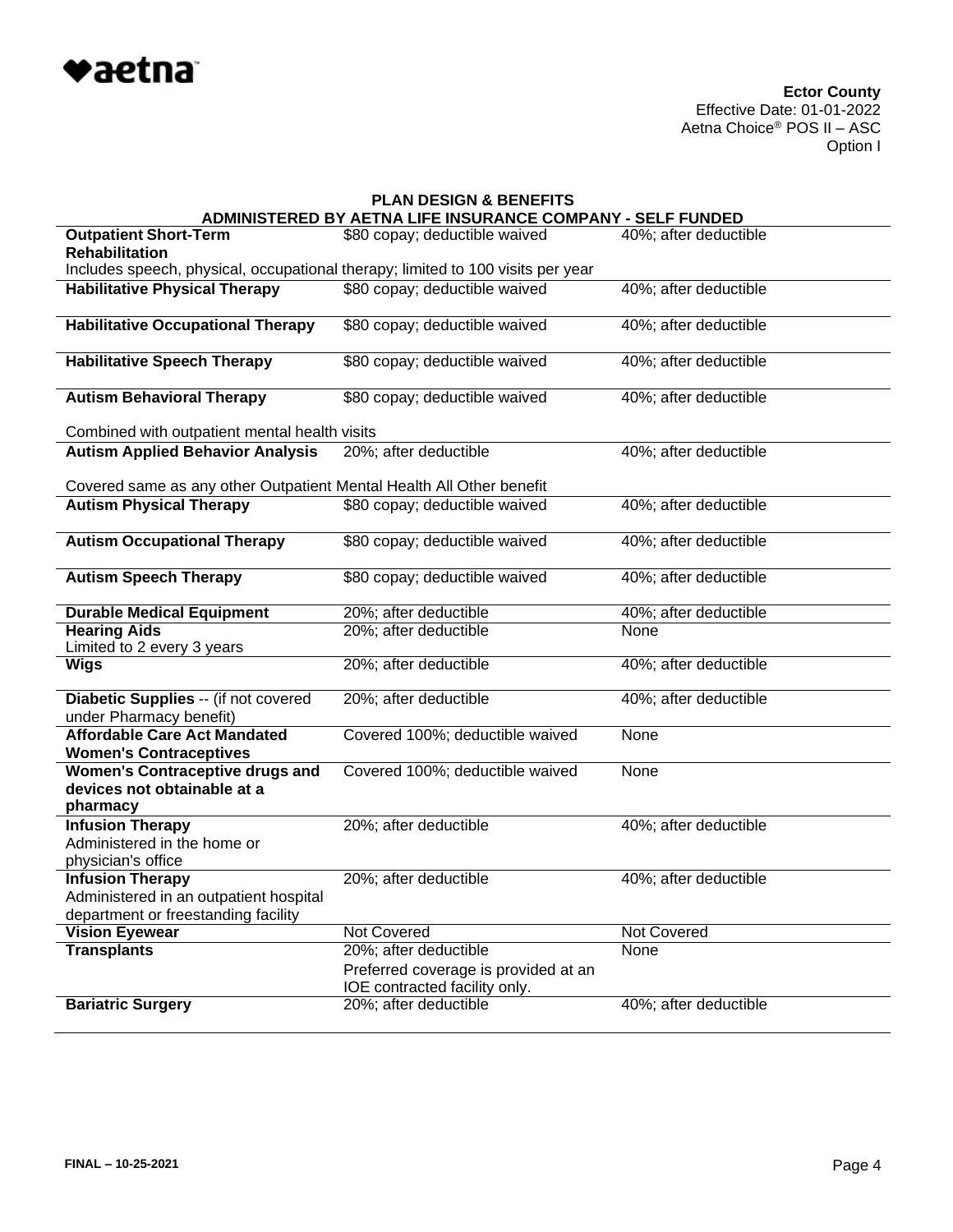**Ector County**
Effective Date: 01-01-2022
Aetna Choice® POS II – ASC
Option I

## PLAN DESIGN & BENEFITS
## ADMINISTERED BY AETNA LIFE INSURANCE COMPANY - SELF FUNDED

| | | |
|---|---|---|
| **Outpatient Short-Term Rehabilitation** | $80 copay; deductible waived | 40%; after deductible |
| Includes speech, physical, occupational therapy; limited to 100 visits per year | | |
| **Habilitative Physical Therapy** | $80 copay; deductible waived | 40%; after deductible |
| **Habilitative Occupational Therapy** | $80 copay; deductible waived | 40%; after deductible |
| **Habilitative Speech Therapy** | $80 copay; deductible waived | 40%; after deductible |
| **Autism Behavioral Therapy** | $80 copay; deductible waived | 40%; after deductible |
| Combined with outpatient mental health visits | | |
| **Autism Applied Behavior Analysis** | 20%; after deductible | 40%; after deductible |
| Covered same as any other Outpatient Mental Health All Other benefit | | |
| **Autism Physical Therapy** | $80 copay; deductible waived | 40%; after deductible |
| **Autism Occupational Therapy** | $80 copay; deductible waived | 40%; after deductible |
| **Autism Speech Therapy** | $80 copay; deductible waived | 40%; after deductible |
| **Durable Medical Equipment** | 20%; after deductible | 40%; after deductible |
| **Hearing Aids**<br>Limited to 2 every 3 years | 20%; after deductible | None |
| **Wigs** | 20%; after deductible | 40%; after deductible |
| **Diabetic Supplies** -- (if not covered under Pharmacy benefit) | 20%; after deductible | 40%; after deductible |
| **Affordable Care Act Mandated Women's Contraceptives** | Covered 100%; deductible waived | None |
| **Women's Contraceptive drugs and devices not obtainable at a pharmacy** | Covered 100%; deductible waived | None |
| **Infusion Therapy**<br>Administered in the home or physician's office | 20%; after deductible | 40%; after deductible |
| **Infusion Therapy**<br>Administered in an outpatient hospital department or freestanding facility | 20%; after deductible | 40%; after deductible |
| **Vision Eyewear** | Not Covered | Not Covered |
| **Transplants** | 20%; after deductible<br>Preferred coverage is provided at an IOE contracted facility only. | None |
| **Bariatric Surgery** | 20%; after deductible | 40%; after deductible |

FINAL – 10-25-2021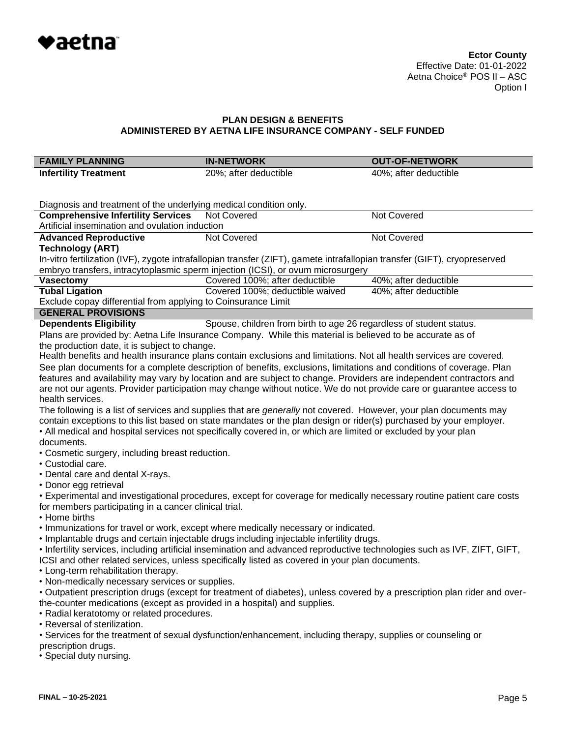**Ector County**
Effective Date: 01-01-2022
Aetna Choice® POS II – ASC
Option I

## PLAN DESIGN & BENEFITS
## ADMINISTERED BY AETNA LIFE INSURANCE COMPANY - SELF FUNDED

| FAMILY PLANNING | IN-NETWORK | OUT-OF-NETWORK |
|---|---|---|
| **Infertility Treatment** | 20%; after deductible | 40%; after deductible |
| Diagnosis and treatment of the underlying medical condition only. | | |
| **Comprehensive Infertility Services** | Not Covered | Not Covered |
| Artificial insemination and ovulation induction | | |
| **Advanced Reproductive Technology (ART)** | Not Covered | Not Covered |
| In-vitro fertilization (IVF), zygote intrafallopian transfer (ZIFT), gamete intrafallopian transfer (GIFT), cryopreserved embryo transfers, intracytoplasmic sperm injection (ICSI), or ovum microsurgery | | |
| **Vasectomy** | Covered 100%; after deductible | 40%; after deductible |
| **Tubal Ligation** | Covered 100%; deductible waived | 40%; after deductible |
| Exclude copay differential from applying to Coinsurance Limit | | |
| **GENERAL PROVISIONS** | | |
| **Dependents Eligibility** | Spouse, children from birth to age 26 regardless of student status. | |

Plans are provided by: Aetna Life Insurance Company. While this material is believed to be accurate as of the production date, it is subject to change.

Health benefits and health insurance plans contain exclusions and limitations. Not all health services are covered. See plan documents for a complete description of benefits, exclusions, limitations and conditions of coverage. Plan features and availability may vary by location and are subject to change. Providers are independent contractors and are not our agents. Provider participation may change without notice. We do not provide care or guarantee access to health services.

The following is a list of services and supplies that are *generally* not covered. However, your plan documents may contain exceptions to this list based on state mandates or the plan design or rider(s) purchased by your employer.

- All medical and hospital services not specifically covered in, or which are limited or excluded by your plan documents.
- Cosmetic surgery, including breast reduction.
- Custodial care.
- Dental care and dental X-rays.
- Donor egg retrieval
- Experimental and investigational procedures, except for coverage for medically necessary routine patient care costs for members participating in a cancer clinical trial.
- Home births
- Immunizations for travel or work, except where medically necessary or indicated.
- Implantable drugs and certain injectable drugs including injectable infertility drugs.
- Infertility services, including artificial insemination and advanced reproductive technologies such as IVF, ZIFT, GIFT, ICSI and other related services, unless specifically listed as covered in your plan documents.
- Long-term rehabilitation therapy.
- Non-medically necessary services or supplies.
- Outpatient prescription drugs (except for treatment of diabetes), unless covered by a prescription plan rider and over-the-counter medications (except as provided in a hospital) and supplies.
- Radial keratotomy or related procedures.
- Reversal of sterilization.
- Services for the treatment of sexual dysfunction/enhancement, including therapy, supplies or counseling or prescription drugs.
- Special duty nursing.

FINAL – 10-25-2021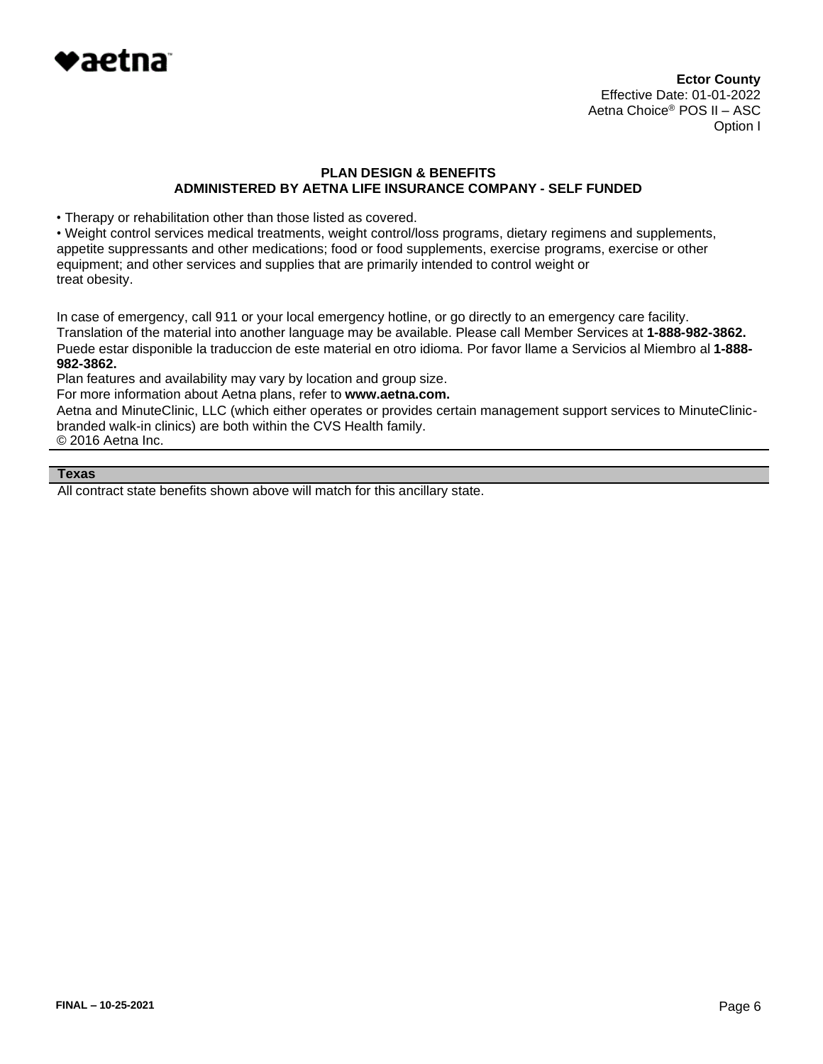**Ector County**
Effective Date: 01-01-2022
Aetna Choice® POS II – ASC
Option I

**PLAN DESIGN & BENEFITS**
**ADMINISTERED BY AETNA LIFE INSURANCE COMPANY - SELF FUNDED**

• Therapy or rehabilitation other than those listed as covered.
• Weight control services medical treatments, weight control/loss programs, dietary regimens and supplements, appetite suppressants and other medications; food or food supplements, exercise programs, exercise or other equipment; and other services and supplies that are primarily intended to control weight or treat obesity.

In case of emergency, call 911 or your local emergency hotline, or go directly to an emergency care facility.
Translation of the material into another language may be available. Please call Member Services at **1-888-982-3862.**
Puede estar disponible la traduccion de este material en otro idioma. Por favor llame a Servicios al Miembro al **1-888-982-3862.**
Plan features and availability may vary by location and group size.
For more information about Aetna plans, refer to **www.aetna.com.**
Aetna and MinuteClinic, LLC (which either operates or provides certain management support services to MinuteClinic-branded walk-in clinics) are both within the CVS Health family.
© 2016 Aetna Inc.

**Texas**

All contract state benefits shown above will match for this ancillary state.

**FINAL – 10-25-2021**